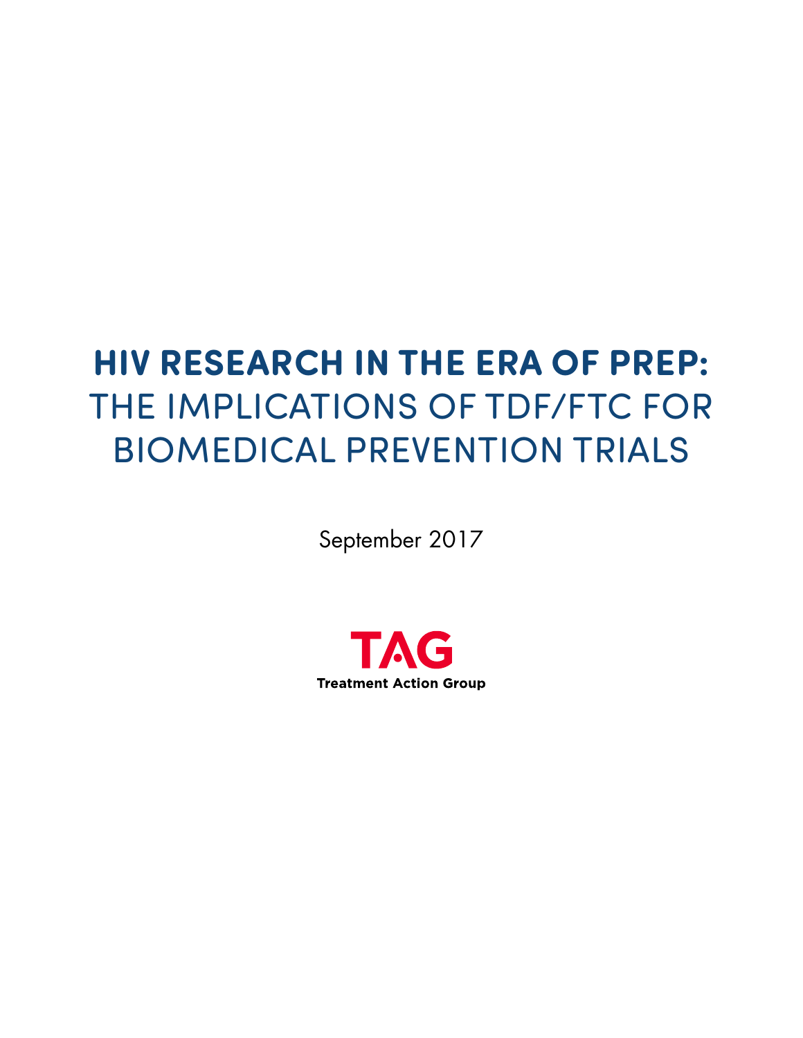# HIV RESEARCH IN THE ERA OF PREP: THE IMPLICATIONS OF TDF/FTC FOR BIOMEDICAL PREVENTION TRIALS

September 2017

TAG

Treatment Action Group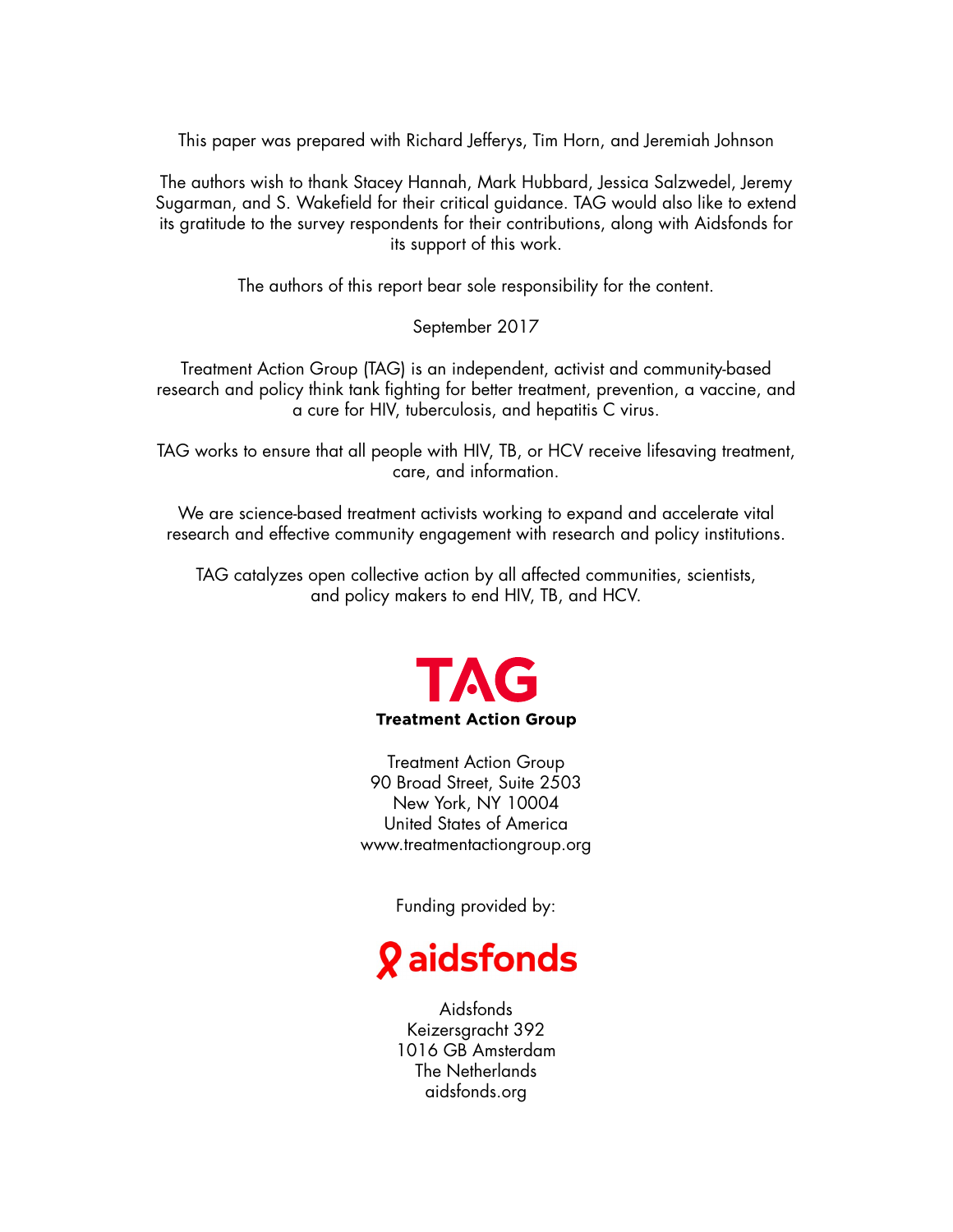This paper was prepared with Richard Jefferys, Tim Horn, and Jeremiah Johnson

The authors wish to thank Stacey Hannah, Mark Hubbard, Jessica Salzwedel, Jeremy Sugarman, and S. Wakefield for their critical guidance. TAG would also like to extend its gratitude to the survey respondents for their contributions, along with Aidsfonds for its support of this work.

The authors of this report bear sole responsibility for the content.

September 2017

Treatment Action Group (TAG) is an independent, activist and community-based research and policy think tank fighting for better treatment, prevention, a vaccine, and a cure for HIV, tuberculosis, and hepatitis C virus.

TAG works to ensure that all people with HIV, TB, or HCV receive lifesaving treatment, care, and information.

We are science-based treatment activists working to expand and accelerate vital research and effective community engagement with research and policy institutions.

TAG catalyzes open collective action by all affected communities, scientists, and policy makers to end HIV, TB, and HCV.

**TAG**
**Treatment Action Group**

Treatment Action Group
90 Broad Street, Suite 2503
New York, NY 10004
United States of America
www.treatmentactiongroup.org

Funding provided by:

**aidsfonds**

Aidsfonds
Keizersgracht 392
1016 GB Amsterdam
The Netherlands
aidsfonds.org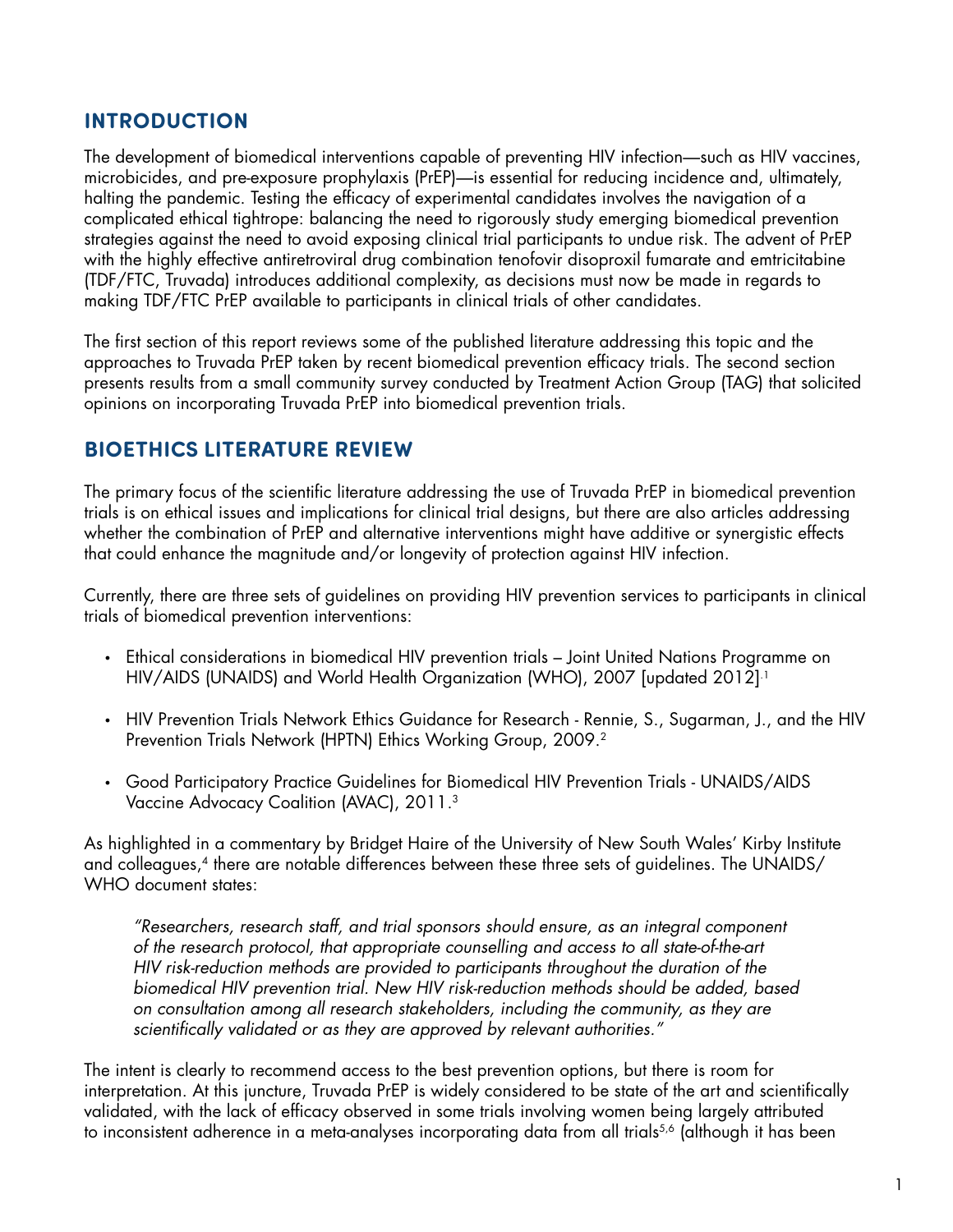## INTRODUCTION

The development of biomedical interventions capable of preventing HIV infection—such as HIV vaccines, microbicides, and pre-exposure prophylaxis (PrEP)—is essential for reducing incidence and, ultimately, halting the pandemic. Testing the efficacy of experimental candidates involves the navigation of a complicated ethical tightrope: balancing the need to rigorously study emerging biomedical prevention strategies against the need to avoid exposing clinical trial participants to undue risk. The advent of PrEP with the highly effective antiretroviral drug combination tenofovir disoproxil fumarate and emtricitabine (TDF/FTC, Truvada) introduces additional complexity, as decisions must now be made in regards to making TDF/FTC PrEP available to participants in clinical trials of other candidates.

The first section of this report reviews some of the published literature addressing this topic and the approaches to Truvada PrEP taken by recent biomedical prevention efficacy trials. The second section presents results from a small community survey conducted by Treatment Action Group (TAG) that solicited opinions on incorporating Truvada PrEP into biomedical prevention trials.

## BIOETHICS LITERATURE REVIEW

The primary focus of the scientific literature addressing the use of Truvada PrEP in biomedical prevention trials is on ethical issues and implications for clinical trial designs, but there are also articles addressing whether the combination of PrEP and alternative interventions might have additive or synergistic effects that could enhance the magnitude and/or longevity of protection against HIV infection.

Currently, there are three sets of guidelines on providing HIV prevention services to participants in clinical trials of biomedical prevention interventions:

- Ethical considerations in biomedical HIV prevention trials – Joint United Nations Programme on HIV/AIDS (UNAIDS) and World Health Organization (WHO), 2007 [updated 2012].[1]
- HIV Prevention Trials Network Ethics Guidance for Research - Rennie, S., Sugarman, J., and the HIV Prevention Trials Network (HPTN) Ethics Working Group, 2009.[2]
- Good Participatory Practice Guidelines for Biomedical HIV Prevention Trials - UNAIDS/AIDS Vaccine Advocacy Coalition (AVAC), 2011.[3]

As highlighted in a commentary by Bridget Haire of the University of New South Wales' Kirby Institute and colleagues,[4] there are notable differences between these three sets of guidelines. The UNAIDS/WHO document states:

> *"Researchers, research staff, and trial sponsors should ensure, as an integral component of the research protocol, that appropriate counselling and access to all state-of-the-art HIV risk-reduction methods are provided to participants throughout the duration of the biomedical HIV prevention trial. New HIV risk-reduction methods should be added, based on consultation among all research stakeholders, including the community, as they are scientifically validated or as they are approved by relevant authorities."*

The intent is clearly to recommend access to the best prevention options, but there is room for interpretation. At this juncture, Truvada PrEP is widely considered to be state of the art and scientifically validated, with the lack of efficacy observed in some trials involving women being largely attributed to inconsistent adherence in a meta-analyses incorporating data from all trials[5,6] (although it has been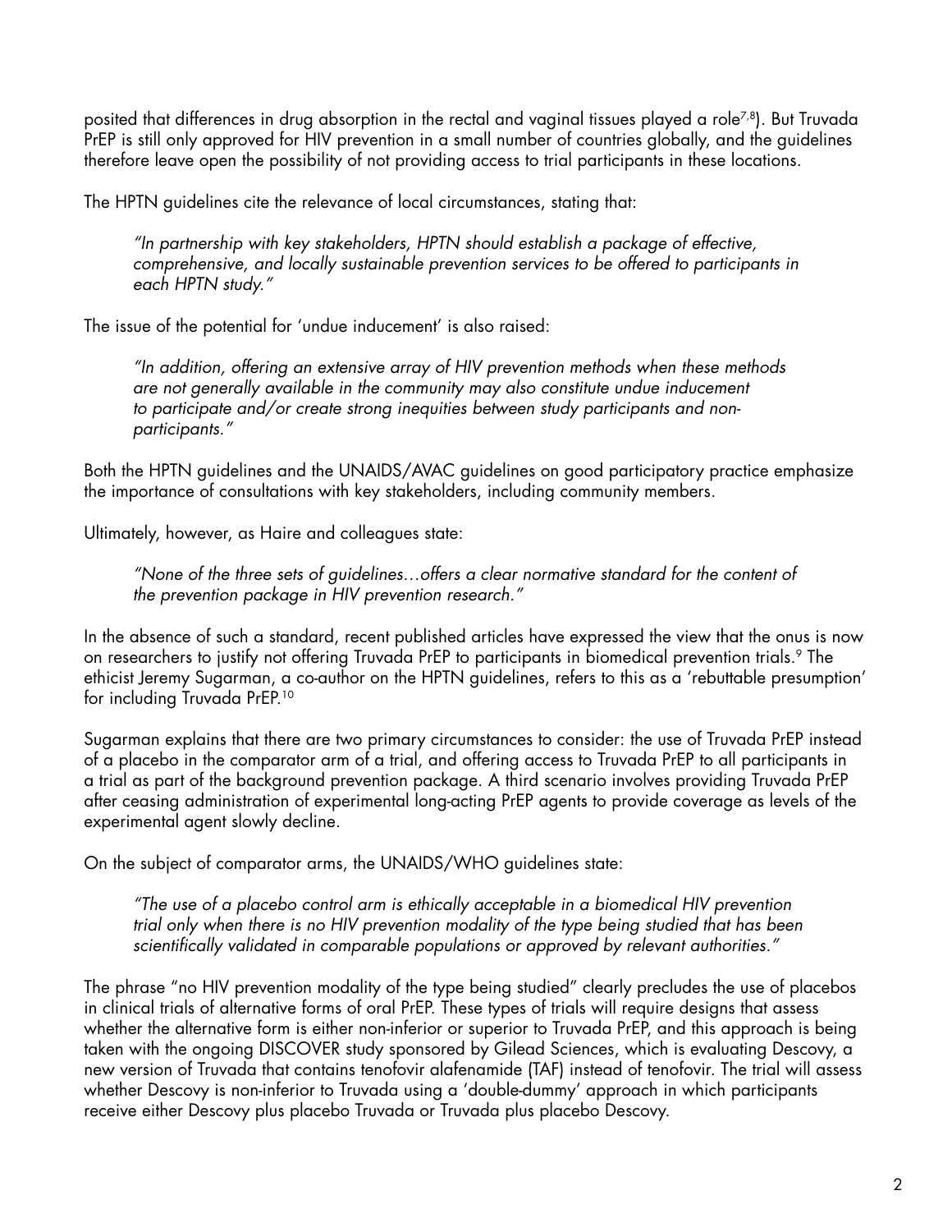posited that differences in drug absorption in the rectal and vaginal tissues played a role[7,8]). But Truvada PrEP is still only approved for HIV prevention in a small number of countries globally, and the guidelines therefore leave open the possibility of not providing access to trial participants in these locations.

The HPTN guidelines cite the relevance of local circumstances, stating that:

> *"In partnership with key stakeholders, HPTN should establish a package of effective, comprehensive, and locally sustainable prevention services to be offered to participants in each HPTN study."*

The issue of the potential for 'undue inducement' is also raised:

> *"In addition, offering an extensive array of HIV prevention methods when these methods are not generally available in the community may also constitute undue inducement to participate and/or create strong inequities between study participants and non-participants."*

Both the HPTN guidelines and the UNAIDS/AVAC guidelines on good participatory practice emphasize the importance of consultations with key stakeholders, including community members.

Ultimately, however, as Haire and colleagues state:

> *"None of the three sets of guidelines…offers a clear normative standard for the content of the prevention package in HIV prevention research."*

In the absence of such a standard, recent published articles have expressed the view that the onus is now on researchers to justify not offering Truvada PrEP to participants in biomedical prevention trials.[9] The ethicist Jeremy Sugarman, a co-author on the HPTN guidelines, refers to this as a 'rebuttable presumption' for including Truvada PrEP.[10]

Sugarman explains that there are two primary circumstances to consider: the use of Truvada PrEP instead of a placebo in the comparator arm of a trial, and offering access to Truvada PrEP to all participants in a trial as part of the background prevention package. A third scenario involves providing Truvada PrEP after ceasing administration of experimental long-acting PrEP agents to provide coverage as levels of the experimental agent slowly decline.

On the subject of comparator arms, the UNAIDS/WHO guidelines state:

> *"The use of a placebo control arm is ethically acceptable in a biomedical HIV prevention trial only when there is no HIV prevention modality of the type being studied that has been scientifically validated in comparable populations or approved by relevant authorities."*

The phrase "no HIV prevention modality of the type being studied" clearly precludes the use of placebos in clinical trials of alternative forms of oral PrEP. These types of trials will require designs that assess whether the alternative form is either non-inferior or superior to Truvada PrEP, and this approach is being taken with the ongoing DISCOVER study sponsored by Gilead Sciences, which is evaluating Descovy, a new version of Truvada that contains tenofovir alafenamide (TAF) instead of tenofovir. The trial will assess whether Descovy is non-inferior to Truvada using a 'double-dummy' approach in which participants receive either Descovy plus placebo Truvada or Truvada plus placebo Descovy.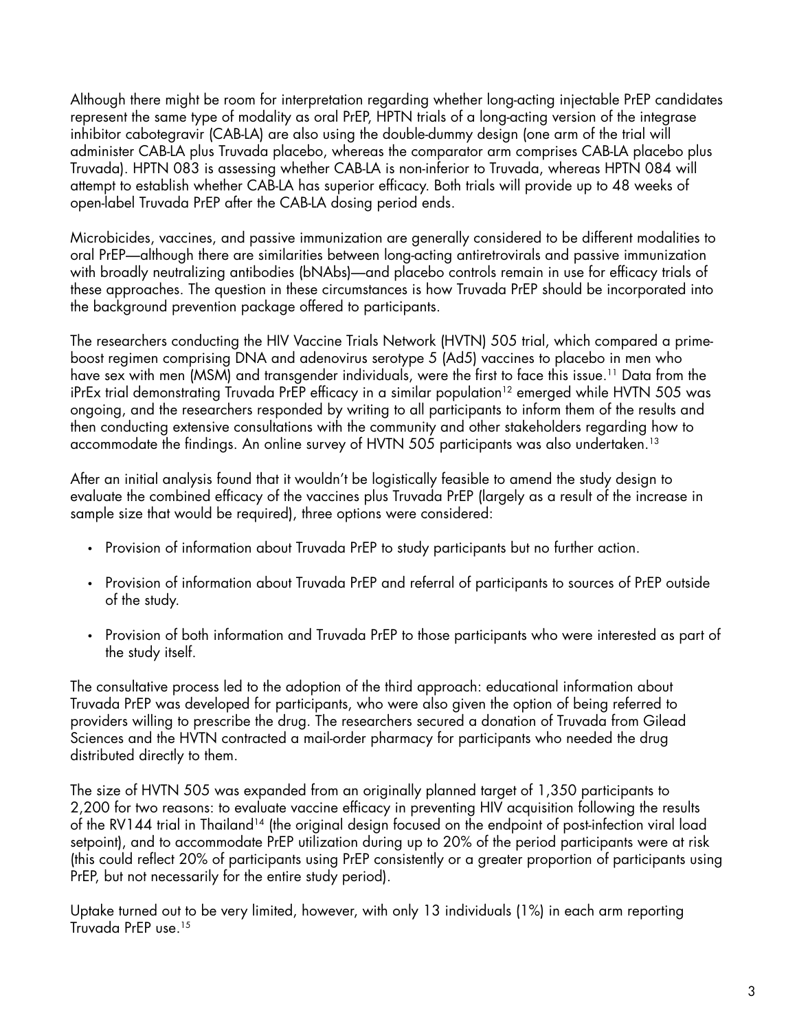Although there might be room for interpretation regarding whether long-acting injectable PrEP candidates represent the same type of modality as oral PrEP, HPTN trials of a long-acting version of the integrase inhibitor cabotegravir (CAB-LA) are also using the double-dummy design (one arm of the trial will administer CAB-LA plus Truvada placebo, whereas the comparator arm comprises CAB-LA placebo plus Truvada). HPTN 083 is assessing whether CAB-LA is non-inferior to Truvada, whereas HPTN 084 will attempt to establish whether CAB-LA has superior efficacy. Both trials will provide up to 48 weeks of open-label Truvada PrEP after the CAB-LA dosing period ends.

Microbicides, vaccines, and passive immunization are generally considered to be different modalities to oral PrEP—although there are similarities between long-acting antiretrovirals and passive immunization with broadly neutralizing antibodies (bNAbs)—and placebo controls remain in use for efficacy trials of these approaches. The question in these circumstances is how Truvada PrEP should be incorporated into the background prevention package offered to participants.

The researchers conducting the HIV Vaccine Trials Network (HVTN) 505 trial, which compared a prime-boost regimen comprising DNA and adenovirus serotype 5 (Ad5) vaccines to placebo in men who have sex with men (MSM) and transgender individuals, were the first to face this issue.[11] Data from the iPrEx trial demonstrating Truvada PrEP efficacy in a similar population[12] emerged while HVTN 505 was ongoing, and the researchers responded by writing to all participants to inform them of the results and then conducting extensive consultations with the community and other stakeholders regarding how to accommodate the findings. An online survey of HVTN 505 participants was also undertaken.[13]

After an initial analysis found that it wouldn't be logistically feasible to amend the study design to evaluate the combined efficacy of the vaccines plus Truvada PrEP (largely as a result of the increase in sample size that would be required), three options were considered:

- Provision of information about Truvada PrEP to study participants but no further action.
- Provision of information about Truvada PrEP and referral of participants to sources of PrEP outside of the study.
- Provision of both information and Truvada PrEP to those participants who were interested as part of the study itself.

The consultative process led to the adoption of the third approach: educational information about Truvada PrEP was developed for participants, who were also given the option of being referred to providers willing to prescribe the drug. The researchers secured a donation of Truvada from Gilead Sciences and the HVTN contracted a mail-order pharmacy for participants who needed the drug distributed directly to them.

The size of HVTN 505 was expanded from an originally planned target of 1,350 participants to 2,200 for two reasons: to evaluate vaccine efficacy in preventing HIV acquisition following the results of the RV144 trial in Thailand[14] (the original design focused on the endpoint of post-infection viral load setpoint), and to accommodate PrEP utilization during up to 20% of the period participants were at risk (this could reflect 20% of participants using PrEP consistently or a greater proportion of participants using PrEP, but not necessarily for the entire study period).

Uptake turned out to be very limited, however, with only 13 individuals (1%) in each arm reporting Truvada PrEP use.[15]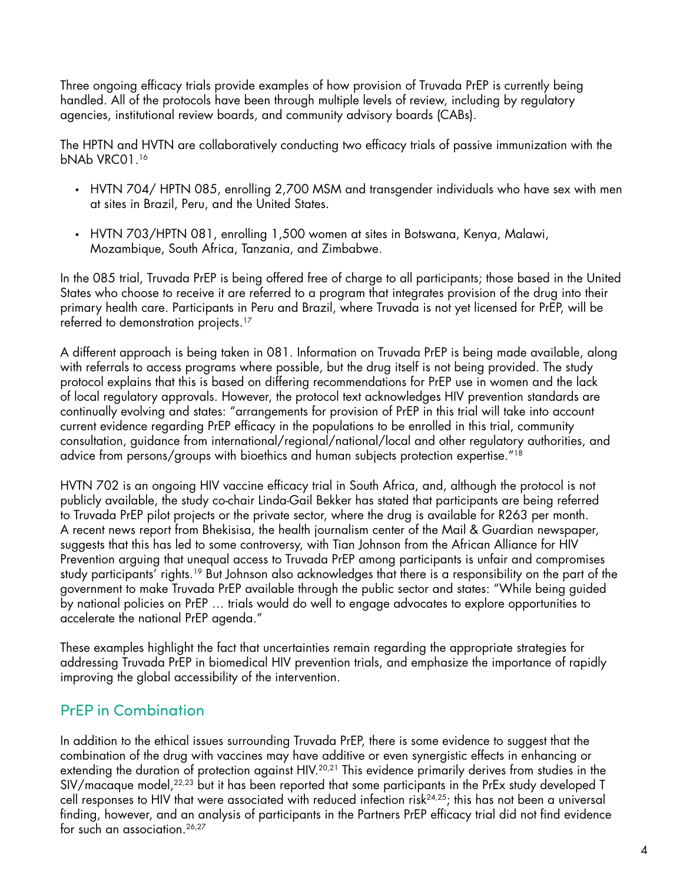Three ongoing efficacy trials provide examples of how provision of Truvada PrEP is currently being handled. All of the protocols have been through multiple levels of review, including by regulatory agencies, institutional review boards, and community advisory boards (CABs).

The HPTN and HVTN are collaboratively conducting two efficacy trials of passive immunization with the bNAb VRC01.[16]

- HVTN 704/ HPTN 085, enrolling 2,700 MSM and transgender individuals who have sex with men at sites in Brazil, Peru, and the United States.
- HVTN 703/HPTN 081, enrolling 1,500 women at sites in Botswana, Kenya, Malawi, Mozambique, South Africa, Tanzania, and Zimbabwe.

In the 085 trial, Truvada PrEP is being offered free of charge to all participants; those based in the United States who choose to receive it are referred to a program that integrates provision of the drug into their primary health care. Participants in Peru and Brazil, where Truvada is not yet licensed for PrEP, will be referred to demonstration projects.[17]

A different approach is being taken in 081. Information on Truvada PrEP is being made available, along with referrals to access programs where possible, but the drug itself is not being provided. The study protocol explains that this is based on differing recommendations for PrEP use in women and the lack of local regulatory approvals. However, the protocol text acknowledges HIV prevention standards are continually evolving and states: "arrangements for provision of PrEP in this trial will take into account current evidence regarding PrEP efficacy in the populations to be enrolled in this trial, community consultation, guidance from international/regional/national/local and other regulatory authorities, and advice from persons/groups with bioethics and human subjects protection expertise."[18]

HVTN 702 is an ongoing HIV vaccine efficacy trial in South Africa, and, although the protocol is not publicly available, the study co-chair Linda-Gail Bekker has stated that participants are being referred to Truvada PrEP pilot projects or the private sector, where the drug is available for R263 per month. A recent news report from Bhekisisa, the health journalism center of the Mail & Guardian newspaper, suggests that this has led to some controversy, with Tian Johnson from the African Alliance for HIV Prevention arguing that unequal access to Truvada PrEP among participants is unfair and compromises study participants' rights.[19] But Johnson also acknowledges that there is a responsibility on the part of the government to make Truvada PrEP available through the public sector and states: "While being guided by national policies on PrEP … trials would do well to engage advocates to explore opportunities to accelerate the national PrEP agenda."

These examples highlight the fact that uncertainties remain regarding the appropriate strategies for addressing Truvada PrEP in biomedical HIV prevention trials, and emphasize the importance of rapidly improving the global accessibility of the intervention.

## PrEP in Combination

In addition to the ethical issues surrounding Truvada PrEP, there is some evidence to suggest that the combination of the drug with vaccines may have additive or even synergistic effects in enhancing or extending the duration of protection against HIV.[20,21] This evidence primarily derives from studies in the SIV/macaque model,[22,23] but it has been reported that some participants in the PrEx study developed T cell responses to HIV that were associated with reduced infection risk[24,25]; this has not been a universal finding, however, and an analysis of participants in the Partners PrEP efficacy trial did not find evidence for such an association.[26,27]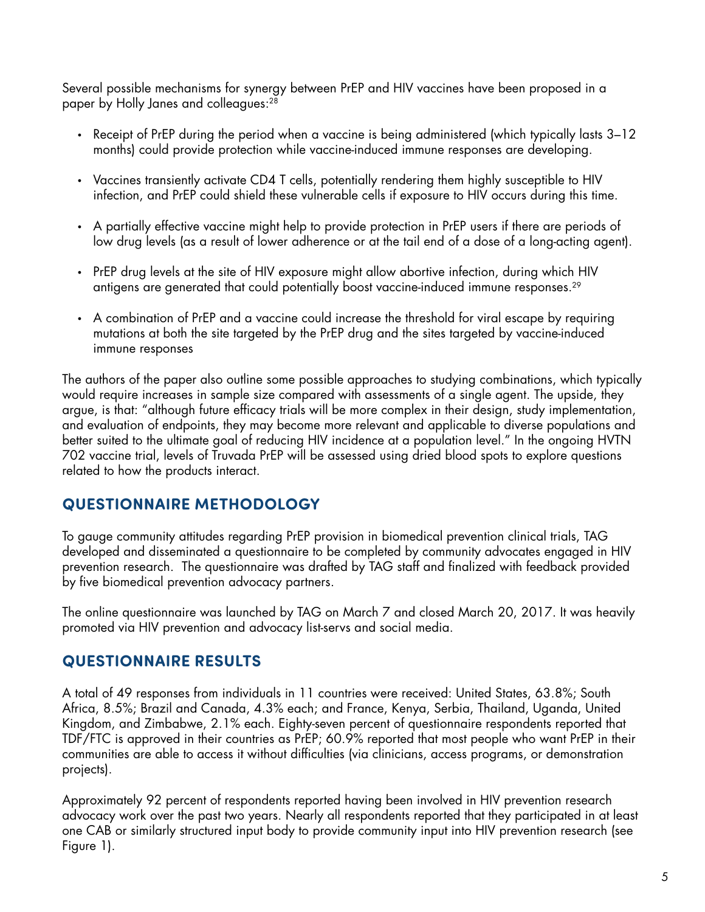Several possible mechanisms for synergy between PrEP and HIV vaccines have been proposed in a paper by Holly Janes and colleagues:[28]

- Receipt of PrEP during the period when a vaccine is being administered (which typically lasts 3–12 months) could provide protection while vaccine-induced immune responses are developing.
- Vaccines transiently activate CD4 T cells, potentially rendering them highly susceptible to HIV infection, and PrEP could shield these vulnerable cells if exposure to HIV occurs during this time.
- A partially effective vaccine might help to provide protection in PrEP users if there are periods of low drug levels (as a result of lower adherence or at the tail end of a dose of a long-acting agent).
- PrEP drug levels at the site of HIV exposure might allow abortive infection, during which HIV antigens are generated that could potentially boost vaccine-induced immune responses.[29]
- A combination of PrEP and a vaccine could increase the threshold for viral escape by requiring mutations at both the site targeted by the PrEP drug and the sites targeted by vaccine-induced immune responses

The authors of the paper also outline some possible approaches to studying combinations, which typically would require increases in sample size compared with assessments of a single agent. The upside, they argue, is that: "although future efficacy trials will be more complex in their design, study implementation, and evaluation of endpoints, they may become more relevant and applicable to diverse populations and better suited to the ultimate goal of reducing HIV incidence at a population level." In the ongoing HVTN 702 vaccine trial, levels of Truvada PrEP will be assessed using dried blood spots to explore questions related to how the products interact.

## QUESTIONNAIRE METHODOLOGY

To gauge community attitudes regarding PrEP provision in biomedical prevention clinical trials, TAG developed and disseminated a questionnaire to be completed by community advocates engaged in HIV prevention research. The questionnaire was drafted by TAG staff and finalized with feedback provided by five biomedical prevention advocacy partners.

The online questionnaire was launched by TAG on March 7 and closed March 20, 2017. It was heavily promoted via HIV prevention and advocacy list-servs and social media.

## QUESTIONNAIRE RESULTS

A total of 49 responses from individuals in 11 countries were received: United States, 63.8%; South Africa, 8.5%; Brazil and Canada, 4.3% each; and France, Kenya, Serbia, Thailand, Uganda, United Kingdom, and Zimbabwe, 2.1% each. Eighty-seven percent of questionnaire respondents reported that TDF/FTC is approved in their countries as PrEP; 60.9% reported that most people who want PrEP in their communities are able to access it without difficulties (via clinicians, access programs, or demonstration projects).

Approximately 92 percent of respondents reported having been involved in HIV prevention research advocacy work over the past two years. Nearly all respondents reported that they participated in at least one CAB or similarly structured input body to provide community input into HIV prevention research (see Figure 1).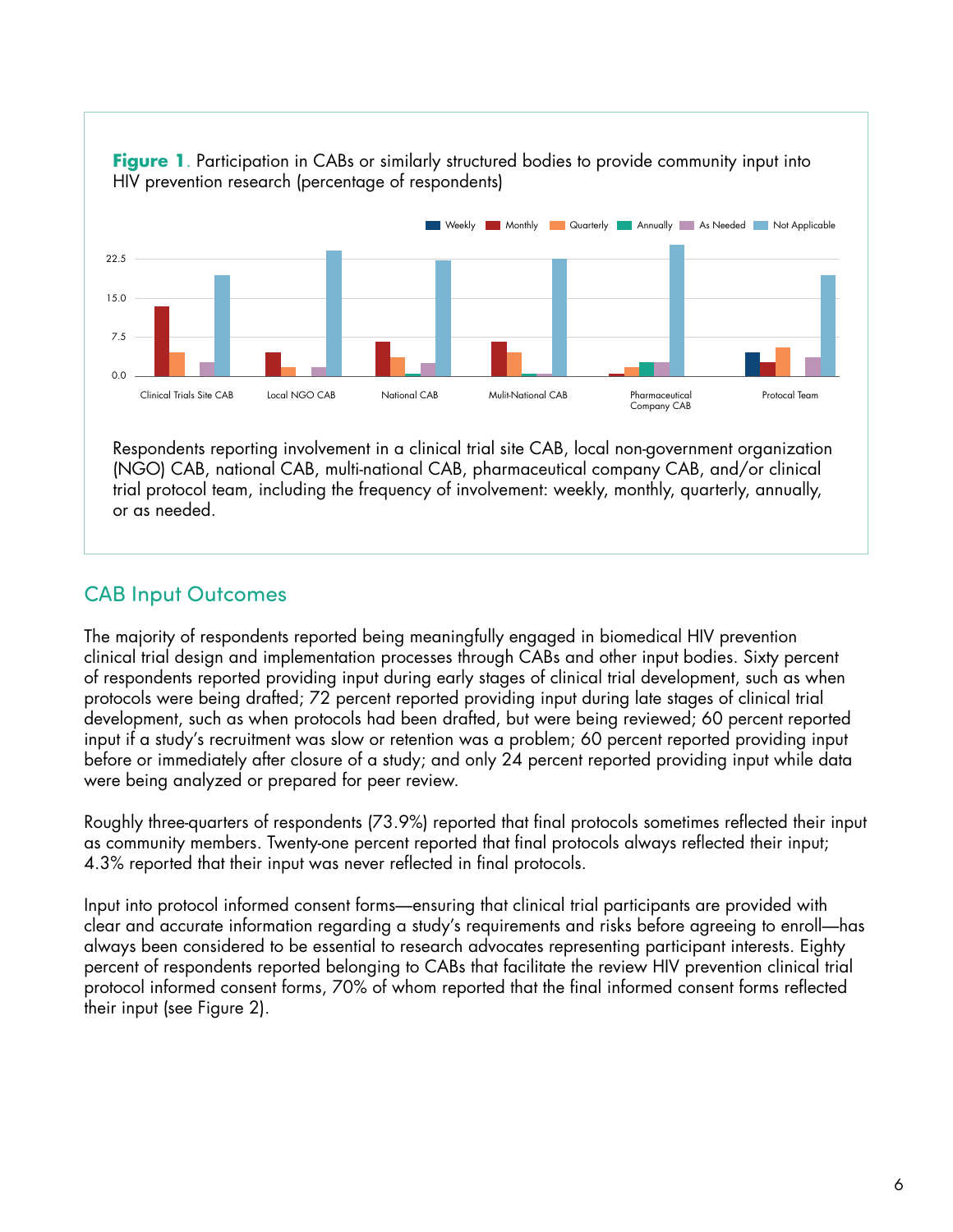**Figure 1**. Participation in CABs or similarly structured bodies to provide community input into HIV prevention research (percentage of respondents)

Respondents reporting involvement in a clinical trial site CAB, local non-government organization (NGO) CAB, national CAB, multi-national CAB, pharmaceutical company CAB, and/or clinical trial protocol team, including the frequency of involvement: weekly, monthly, quarterly, annually, or as needed.

## CAB Input Outcomes

The majority of respondents reported being meaningfully engaged in biomedical HIV prevention clinical trial design and implementation processes through CABs and other input bodies. Sixty percent of respondents reported providing input during early stages of clinical trial development, such as when protocols were being drafted; 72 percent reported providing input during late stages of clinical trial development, such as when protocols had been drafted, but were being reviewed; 60 percent reported input if a study's recruitment was slow or retention was a problem; 60 percent reported providing input before or immediately after closure of a study; and only 24 percent reported providing input while data were being analyzed or prepared for peer review.

Roughly three-quarters of respondents (73.9%) reported that final protocols sometimes reflected their input as community members. Twenty-one percent reported that final protocols always reflected their input; 4.3% reported that their input was never reflected in final protocols.

Input into protocol informed consent forms—ensuring that clinical trial participants are provided with clear and accurate information regarding a study's requirements and risks before agreeing to enroll—has always been considered to be essential to research advocates representing participant interests. Eighty percent of respondents reported belonging to CABs that facilitate the review HIV prevention clinical trial protocol informed consent forms, 70% of whom reported that the final informed consent forms reflected their input (see Figure 2).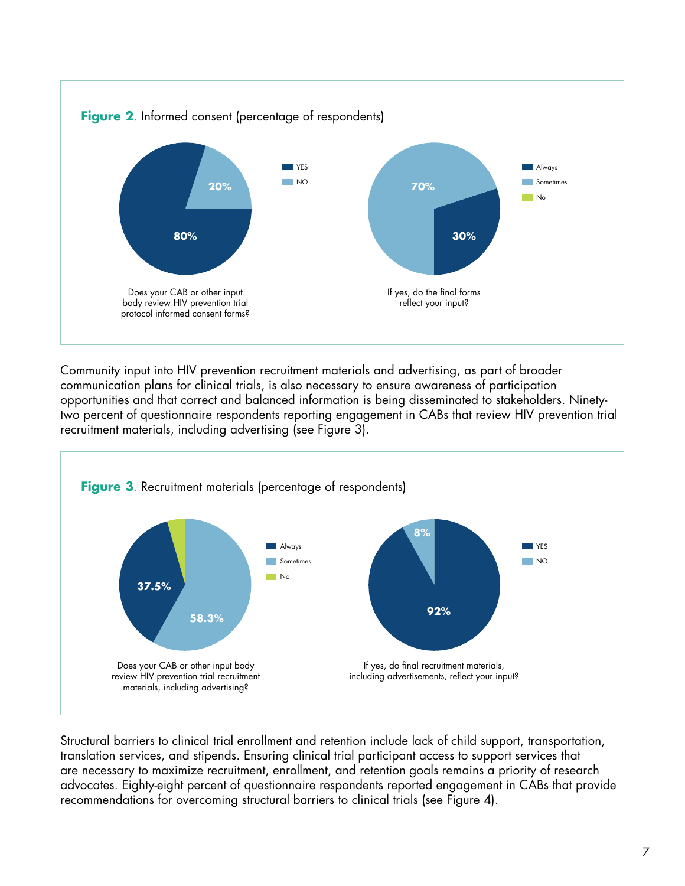**Figure 2**. Informed consent (percentage of respondents)

| Does your CAB or other input body review HIV prevention trial protocol informed consent forms? | |
|---|---|
| YES | 80% |
| NO | 20% |

| If yes, do the final forms reflect your input? | |
|---|---|
| Always | 30% |
| Sometimes | 70% |
| No | |

Community input into HIV prevention recruitment materials and advertising, as part of broader communication plans for clinical trials, is also necessary to ensure awareness of participation opportunities and that correct and balanced information is being disseminated to stakeholders. Ninety-two percent of questionnaire respondents reporting engagement in CABs that review HIV prevention trial recruitment materials, including advertising (see Figure 3).

**Figure 3**. Recruitment materials (percentage of respondents)

| Does your CAB or other input body review HIV prevention trial recruitment materials, including advertising? | |
|---|---|
| Always | 37.5% |
| Sometimes | 58.3% |
| No | |

| If yes, do final recruitment materials, including advertisements, reflect your input? | |
|---|---|
| YES | 92% |
| NO | 8% |

Structural barriers to clinical trial enrollment and retention include lack of child support, transportation, translation services, and stipends. Ensuring clinical trial participant access to support services that are necessary to maximize recruitment, enrollment, and retention goals remains a priority of research advocates. Eighty-eight percent of questionnaire respondents reported engagement in CABs that provide recommendations for overcoming structural barriers to clinical trials (see Figure 4).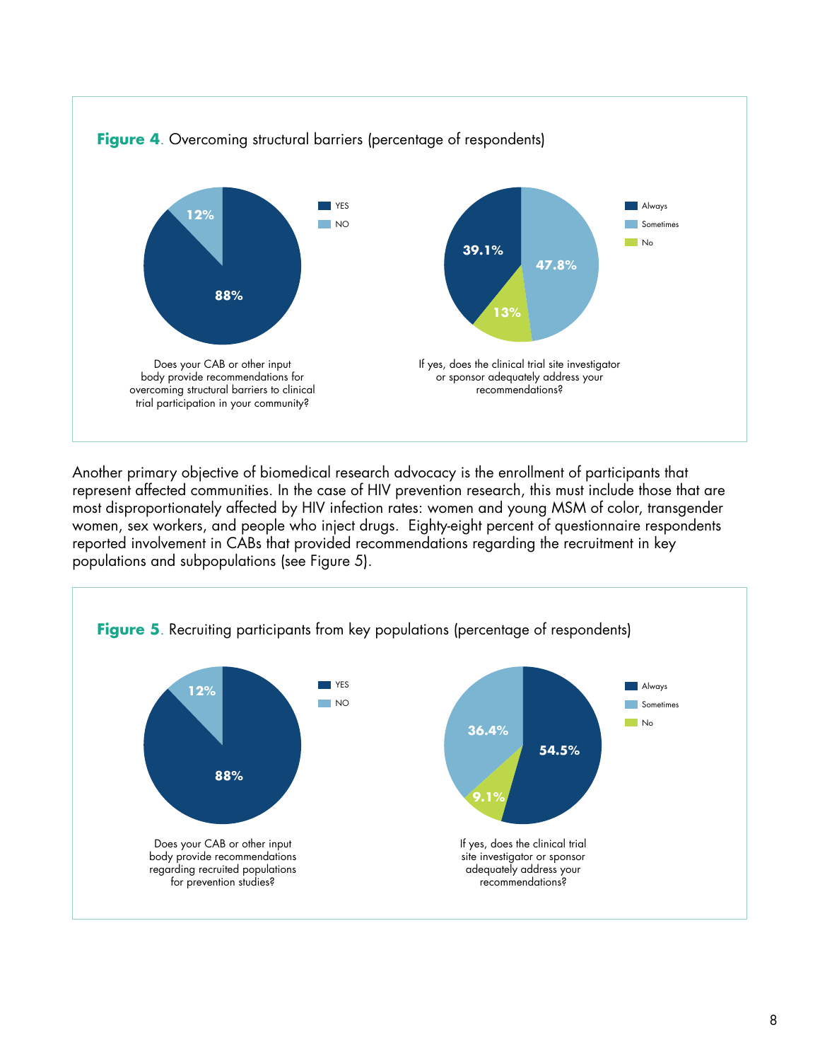**Figure 4**. Overcoming structural barriers (percentage of respondents)

| Does your CAB or other input body provide recommendations for overcoming structural barriers to clinical trial participation in your community? | % |
|---|---|
| YES | 88% |
| NO | 12% |

| If yes, does the clinical trial site investigator or sponsor adequately address your recommendations? | % |
|---|---|
| Always | 39.1% |
| Sometimes | 47.8% |
| No | 13% |

Another primary objective of biomedical research advocacy is the enrollment of participants that represent affected communities. In the case of HIV prevention research, this must include those that are most disproportionately affected by HIV infection rates: women and young MSM of color, transgender women, sex workers, and people who inject drugs. Eighty-eight percent of questionnaire respondents reported involvement in CABs that provided recommendations regarding the recruitment in key populations and subpopulations (see Figure 5).

**Figure 5**. Recruiting participants from key populations (percentage of respondents)

| Does your CAB or other input body provide recommendations regarding recruited populations for prevention studies? | % |
|---|---|
| YES | 88% |
| NO | 12% |

| If yes, does the clinical trial site investigator or sponsor adequately address your recommendations? | % |
|---|---|
| Always | 54.5% |
| Sometimes | 36.4% |
| No | 9.1% |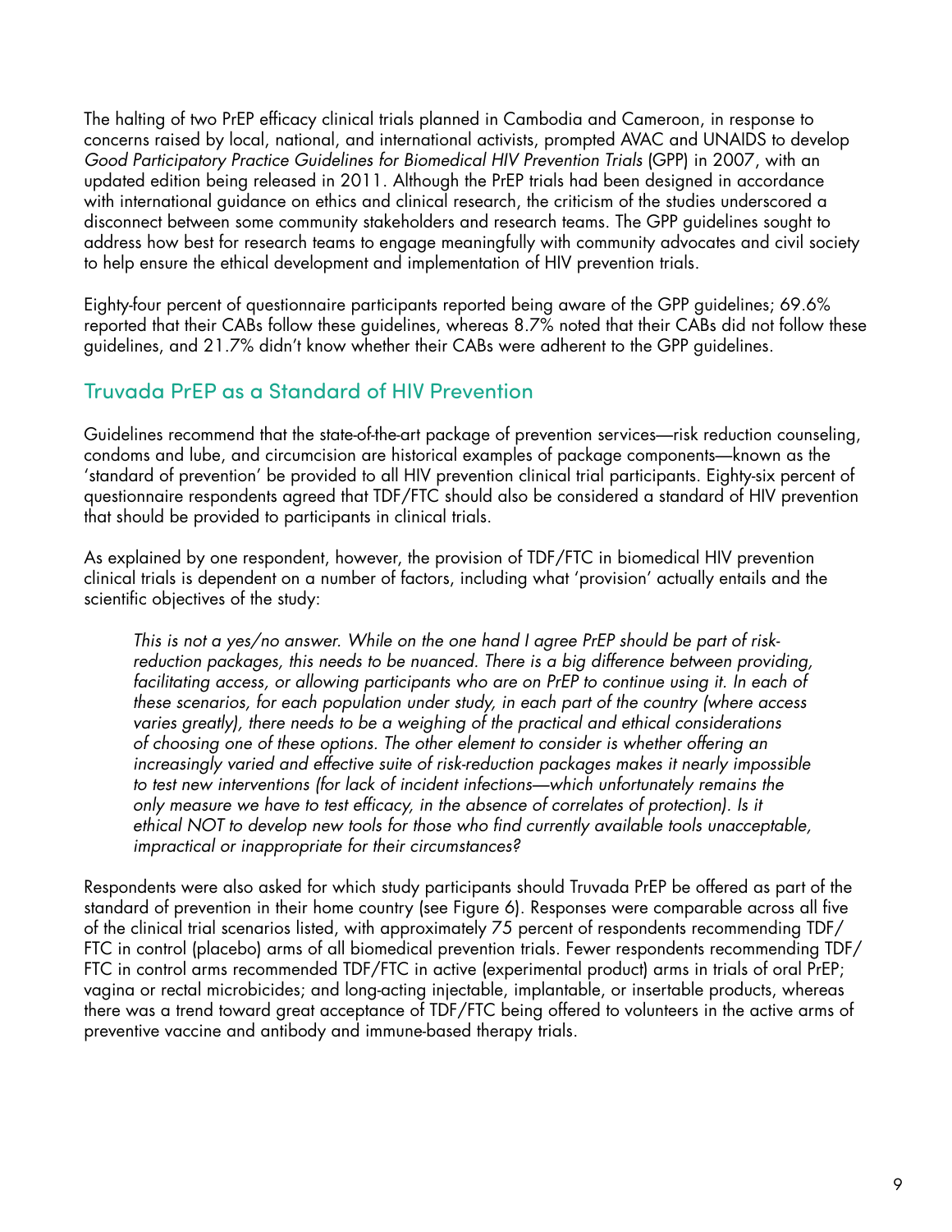The halting of two PrEP efficacy clinical trials planned in Cambodia and Cameroon, in response to concerns raised by local, national, and international activists, prompted AVAC and UNAIDS to develop *Good Participatory Practice Guidelines for Biomedical HIV Prevention Trials* (GPP) in 2007, with an updated edition being released in 2011. Although the PrEP trials had been designed in accordance with international guidance on ethics and clinical research, the criticism of the studies underscored a disconnect between some community stakeholders and research teams. The GPP guidelines sought to address how best for research teams to engage meaningfully with community advocates and civil society to help ensure the ethical development and implementation of HIV prevention trials.

Eighty-four percent of questionnaire participants reported being aware of the GPP guidelines; 69.6% reported that their CABs follow these guidelines, whereas 8.7% noted that their CABs did not follow these guidelines, and 21.7% didn't know whether their CABs were adherent to the GPP guidelines.

## Truvada PrEP as a Standard of HIV Prevention

Guidelines recommend that the state-of-the-art package of prevention services—risk reduction counseling, condoms and lube, and circumcision are historical examples of package components—known as the 'standard of prevention' be provided to all HIV prevention clinical trial participants. Eighty-six percent of questionnaire respondents agreed that TDF/FTC should also be considered a standard of HIV prevention that should be provided to participants in clinical trials.

As explained by one respondent, however, the provision of TDF/FTC in biomedical HIV prevention clinical trials is dependent on a number of factors, including what 'provision' actually entails and the scientific objectives of the study:

> *This is not a yes/no answer. While on the one hand I agree PrEP should be part of risk-reduction packages, this needs to be nuanced. There is a big difference between providing, facilitating access, or allowing participants who are on PrEP to continue using it. In each of these scenarios, for each population under study, in each part of the country (where access varies greatly), there needs to be a weighing of the practical and ethical considerations of choosing one of these options. The other element to consider is whether offering an increasingly varied and effective suite of risk-reduction packages makes it nearly impossible to test new interventions (for lack of incident infections—which unfortunately remains the only measure we have to test efficacy, in the absence of correlates of protection). Is it ethical NOT to develop new tools for those who find currently available tools unacceptable, impractical or inappropriate for their circumstances?*

Respondents were also asked for which study participants should Truvada PrEP be offered as part of the standard of prevention in their home country (see Figure 6). Responses were comparable across all five of the clinical trial scenarios listed, with approximately 75 percent of respondents recommending TDF/FTC in control (placebo) arms of all biomedical prevention trials. Fewer respondents recommending TDF/FTC in control arms recommended TDF/FTC in active (experimental product) arms in trials of oral PrEP; vagina or rectal microbicides; and long-acting injectable, implantable, or insertable products, whereas there was a trend toward great acceptance of TDF/FTC being offered to volunteers in the active arms of preventive vaccine and antibody and immune-based therapy trials.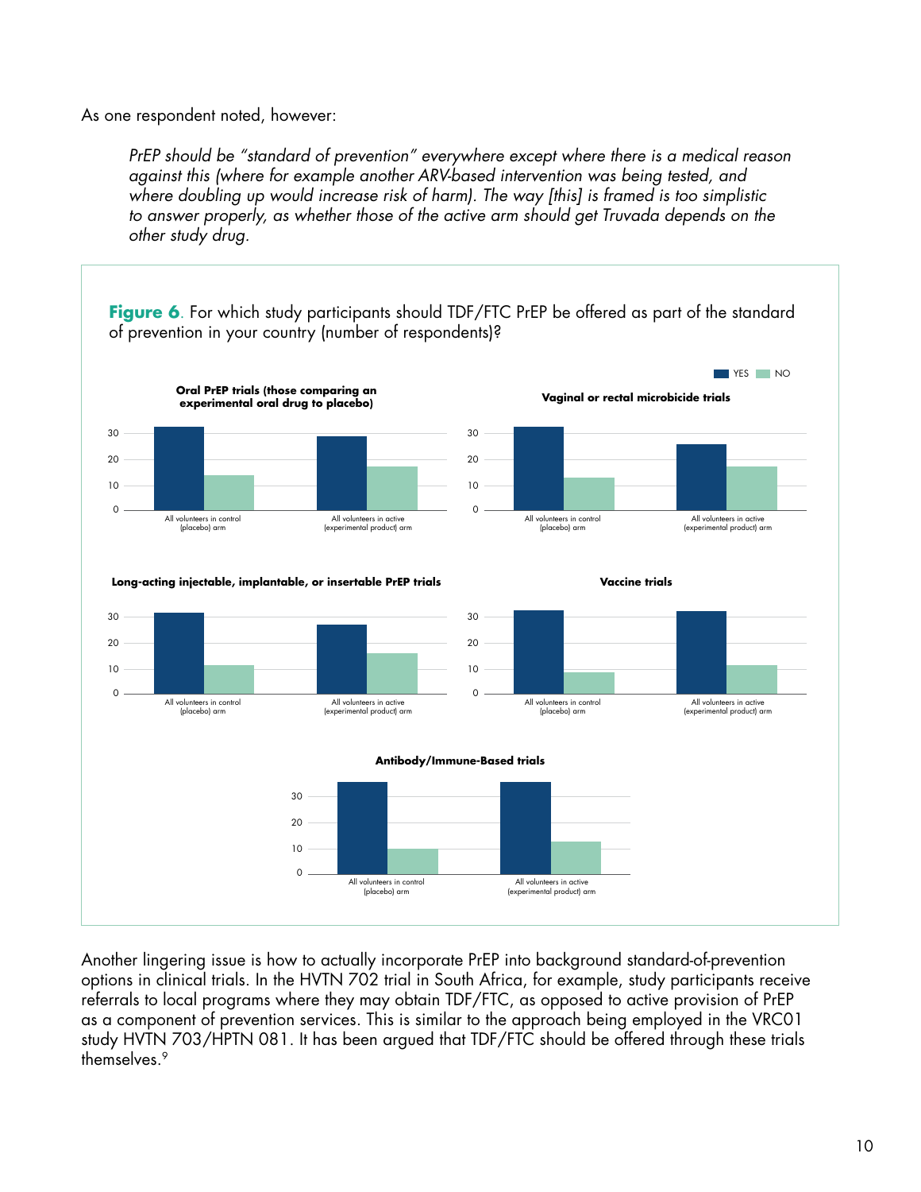As one respondent noted, however:

> *PrEP should be "standard of prevention" everywhere except where there is a medical reason against this (where for example another ARV-based intervention was being tested, and where doubling up would increase risk of harm). The way [this] is framed is too simplistic to answer properly, as whether those of the active arm should get Truvada depends on the other study drug.*

**Figure 6**. For which study participants should TDF/FTC PrEP be offered as part of the standard of prevention in your country (number of respondents)?

Another lingering issue is how to actually incorporate PrEP into background standard-of-prevention options in clinical trials. In the HVTN 702 trial in South Africa, for example, study participants receive referrals to local programs where they may obtain TDF/FTC, as opposed to active provision of PrEP as a component of prevention services. This is similar to the approach being employed in the VRC01 study HVTN 703/HPTN 081. It has been argued that TDF/FTC should be offered through these trials themselves.[9]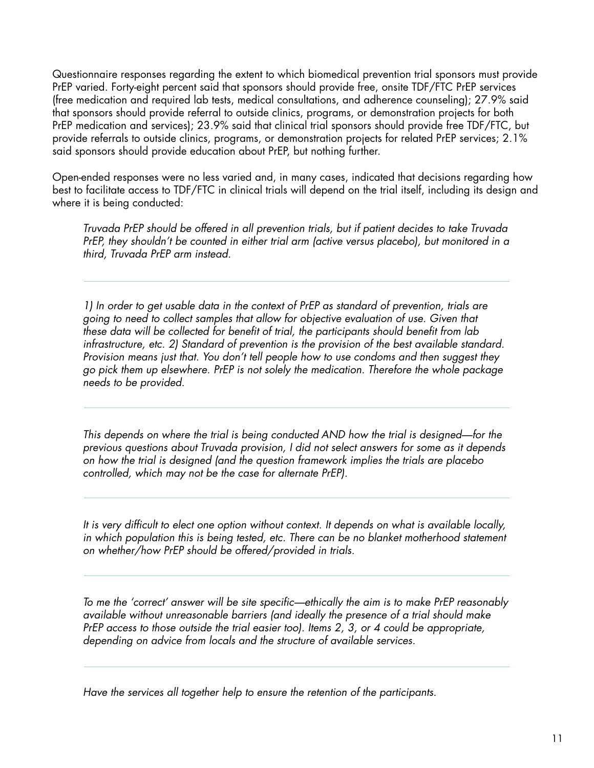Questionnaire responses regarding the extent to which biomedical prevention trial sponsors must provide PrEP varied. Forty-eight percent said that sponsors should provide free, onsite TDF/FTC PrEP services (free medication and required lab tests, medical consultations, and adherence counseling); 27.9% said that sponsors should provide referral to outside clinics, programs, or demonstration projects for both PrEP medication and services); 23.9% said that clinical trial sponsors should provide free TDF/FTC, but provide referrals to outside clinics, programs, or demonstration projects for related PrEP services; 2.1% said sponsors should provide education about PrEP, but nothing further.

Open-ended responses were no less varied and, in many cases, indicated that decisions regarding how best to facilitate access to TDF/FTC in clinical trials will depend on the trial itself, including its design and where it is being conducted:

> *Truvada PrEP should be offered in all prevention trials, but if patient decides to take Truvada PrEP, they shouldn't be counted in either trial arm (active versus placebo), but monitored in a third, Truvada PrEP arm instead.*

---

> *1) In order to get usable data in the context of PrEP as standard of prevention, trials are going to need to collect samples that allow for objective evaluation of use. Given that these data will be collected for benefit of trial, the participants should benefit from lab infrastructure, etc. 2) Standard of prevention is the provision of the best available standard. Provision means just that. You don't tell people how to use condoms and then suggest they go pick them up elsewhere. PrEP is not solely the medication. Therefore the whole package needs to be provided.*

---

> *This depends on where the trial is being conducted AND how the trial is designed—for the previous questions about Truvada provision, I did not select answers for some as it depends on how the trial is designed (and the question framework implies the trials are placebo controlled, which may not be the case for alternate PrEP).*

---

> *It is very difficult to elect one option without context. It depends on what is available locally, in which population this is being tested, etc. There can be no blanket motherhood statement on whether/how PrEP should be offered/provided in trials.*

---

> *To me the 'correct' answer will be site specific—ethically the aim is to make PrEP reasonably available without unreasonable barriers (and ideally the presence of a trial should make PrEP access to those outside the trial easier too). Items 2, 3, or 4 could be appropriate, depending on advice from locals and the structure of available services.*

---

> *Have the services all together help to ensure the retention of the participants.*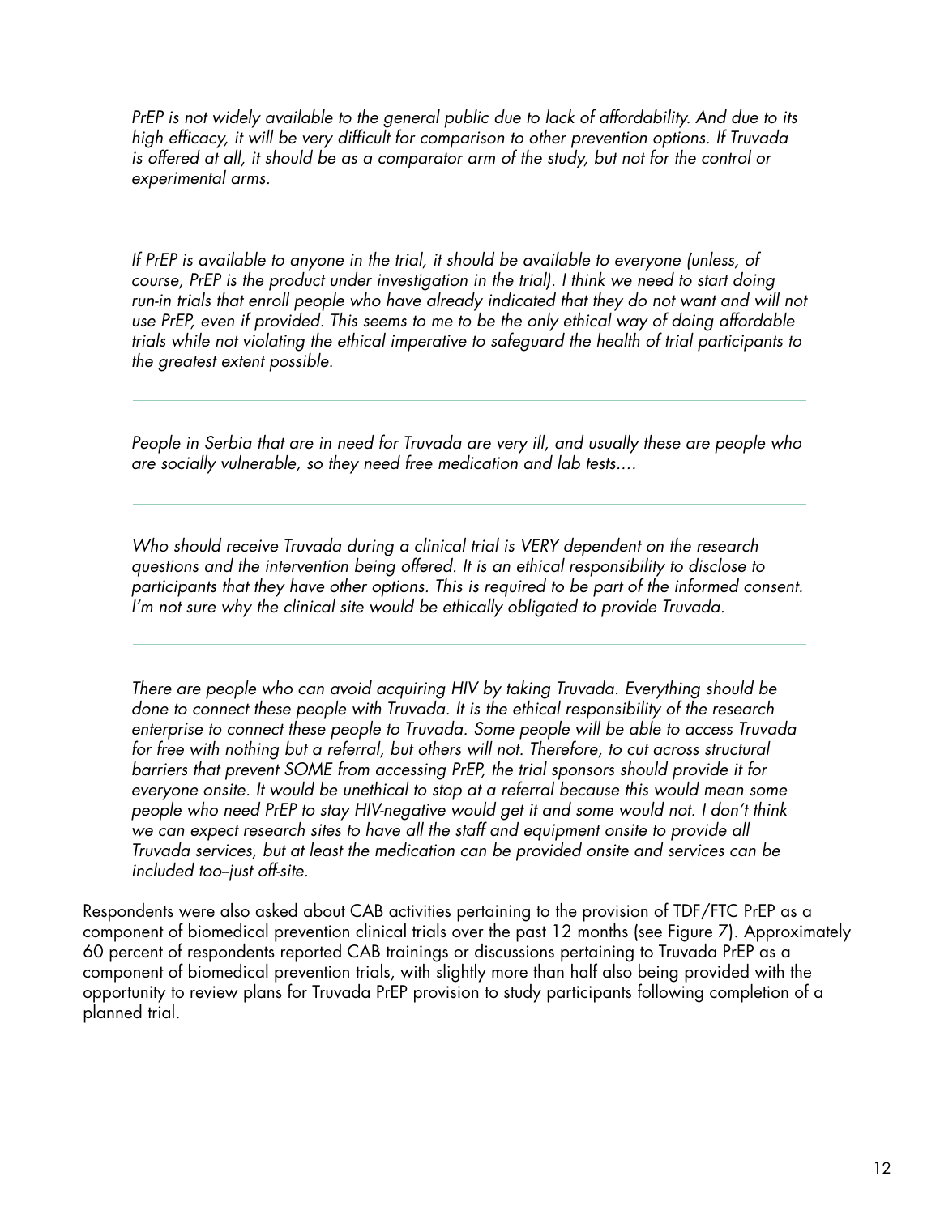*PrEP is not widely available to the general public due to lack of affordability. And due to its high efficacy, it will be very difficult for comparison to other prevention options. If Truvada is offered at all, it should be as a comparator arm of the study, but not for the control or experimental arms.*

---

*If PrEP is available to anyone in the trial, it should be available to everyone (unless, of course, PrEP is the product under investigation in the trial). I think we need to start doing run-in trials that enroll people who have already indicated that they do not want and will not use PrEP, even if provided. This seems to me to be the only ethical way of doing affordable trials while not violating the ethical imperative to safeguard the health of trial participants to the greatest extent possible.*

---

*People in Serbia that are in need for Truvada are very ill, and usually these are people who are socially vulnerable, so they need free medication and lab tests....*

---

*Who should receive Truvada during a clinical trial is VERY dependent on the research questions and the intervention being offered. It is an ethical responsibility to disclose to participants that they have other options. This is required to be part of the informed consent. I'm not sure why the clinical site would be ethically obligated to provide Truvada.*

---

*There are people who can avoid acquiring HIV by taking Truvada. Everything should be done to connect these people with Truvada. It is the ethical responsibility of the research enterprise to connect these people to Truvada. Some people will be able to access Truvada for free with nothing but a referral, but others will not. Therefore, to cut across structural barriers that prevent SOME from accessing PrEP, the trial sponsors should provide it for everyone onsite. It would be unethical to stop at a referral because this would mean some people who need PrEP to stay HIV-negative would get it and some would not. I don't think we can expect research sites to have all the staff and equipment onsite to provide all Truvada services, but at least the medication can be provided onsite and services can be included too–just off-site.*

Respondents were also asked about CAB activities pertaining to the provision of TDF/FTC PrEP as a component of biomedical prevention clinical trials over the past 12 months (see Figure 7). Approximately 60 percent of respondents reported CAB trainings or discussions pertaining to Truvada PrEP as a component of biomedical prevention trials, with slightly more than half also being provided with the opportunity to review plans for Truvada PrEP provision to study participants following completion of a planned trial.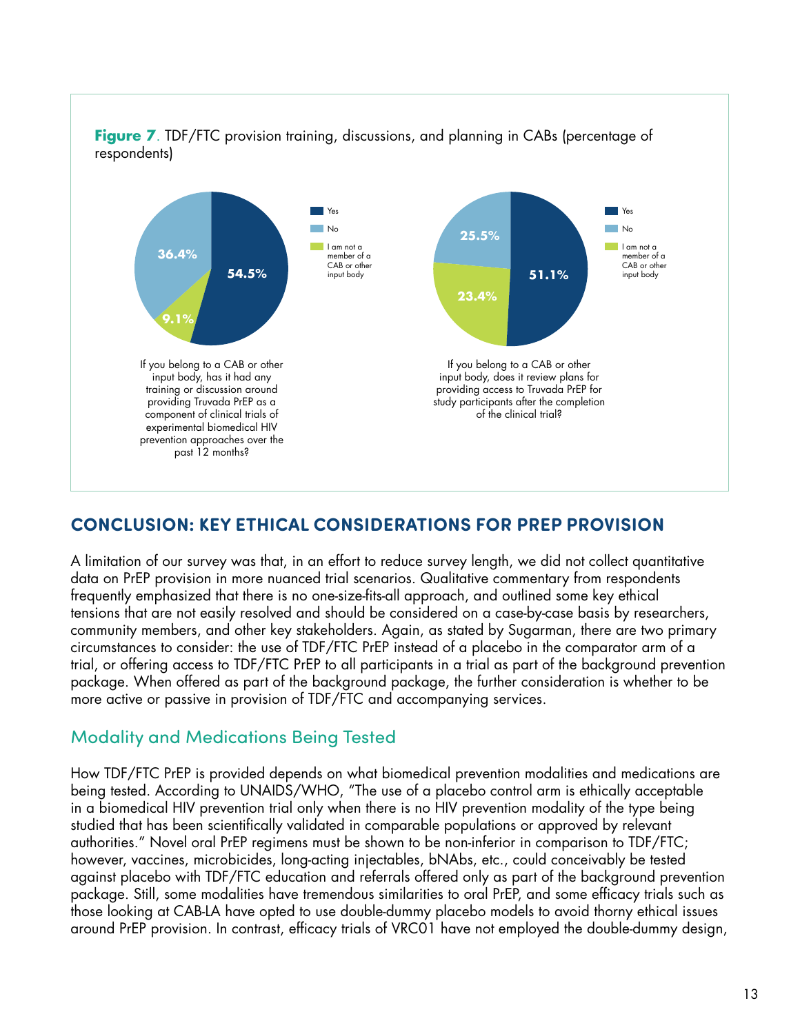**Figure 7**. TDF/FTC provision training, discussions, and planning in CABs (percentage of respondents)

| If you belong to a CAB or other input body, has it had any training or discussion around providing Truvada PrEP as a component of clinical trials of experimental biomedical HIV prevention approaches over the past 12 months? | |
|---|---|
| Yes | 54.5% |
| No | 36.4% |
| I am not a member of a CAB or other input body | 9.1% |

| If you belong to a CAB or other input body, does it review plans for providing access to Truvada PrEP for study participants after the completion of the clinical trial? | |
|---|---|
| Yes | 51.1% |
| No | 25.5% |
| I am not a member of a CAB or other input body | 23.4% |

## CONCLUSION: KEY ETHICAL CONSIDERATIONS FOR PREP PROVISION

A limitation of our survey was that, in an effort to reduce survey length, we did not collect quantitative data on PrEP provision in more nuanced trial scenarios. Qualitative commentary from respondents frequently emphasized that there is no one-size-fits-all approach, and outlined some key ethical tensions that are not easily resolved and should be considered on a case-by-case basis by researchers, community members, and other key stakeholders. Again, as stated by Sugarman, there are two primary circumstances to consider: the use of TDF/FTC PrEP instead of a placebo in the comparator arm of a trial, or offering access to TDF/FTC PrEP to all participants in a trial as part of the background prevention package. When offered as part of the background package, the further consideration is whether to be more active or passive in provision of TDF/FTC and accompanying services.

### Modality and Medications Being Tested

How TDF/FTC PrEP is provided depends on what biomedical prevention modalities and medications are being tested. According to UNAIDS/WHO, "The use of a placebo control arm is ethically acceptable in a biomedical HIV prevention trial only when there is no HIV prevention modality of the type being studied that has been scientifically validated in comparable populations or approved by relevant authorities." Novel oral PrEP regimens must be shown to be non-inferior in comparison to TDF/FTC; however, vaccines, microbicides, long-acting injectables, bNAbs, etc., could conceivably be tested against placebo with TDF/FTC education and referrals offered only as part of the background prevention package. Still, some modalities have tremendous similarities to oral PrEP, and some efficacy trials such as those looking at CAB-LA have opted to use double-dummy placebo models to avoid thorny ethical issues around PrEP provision. In contrast, efficacy trials of VRC01 have not employed the double-dummy design,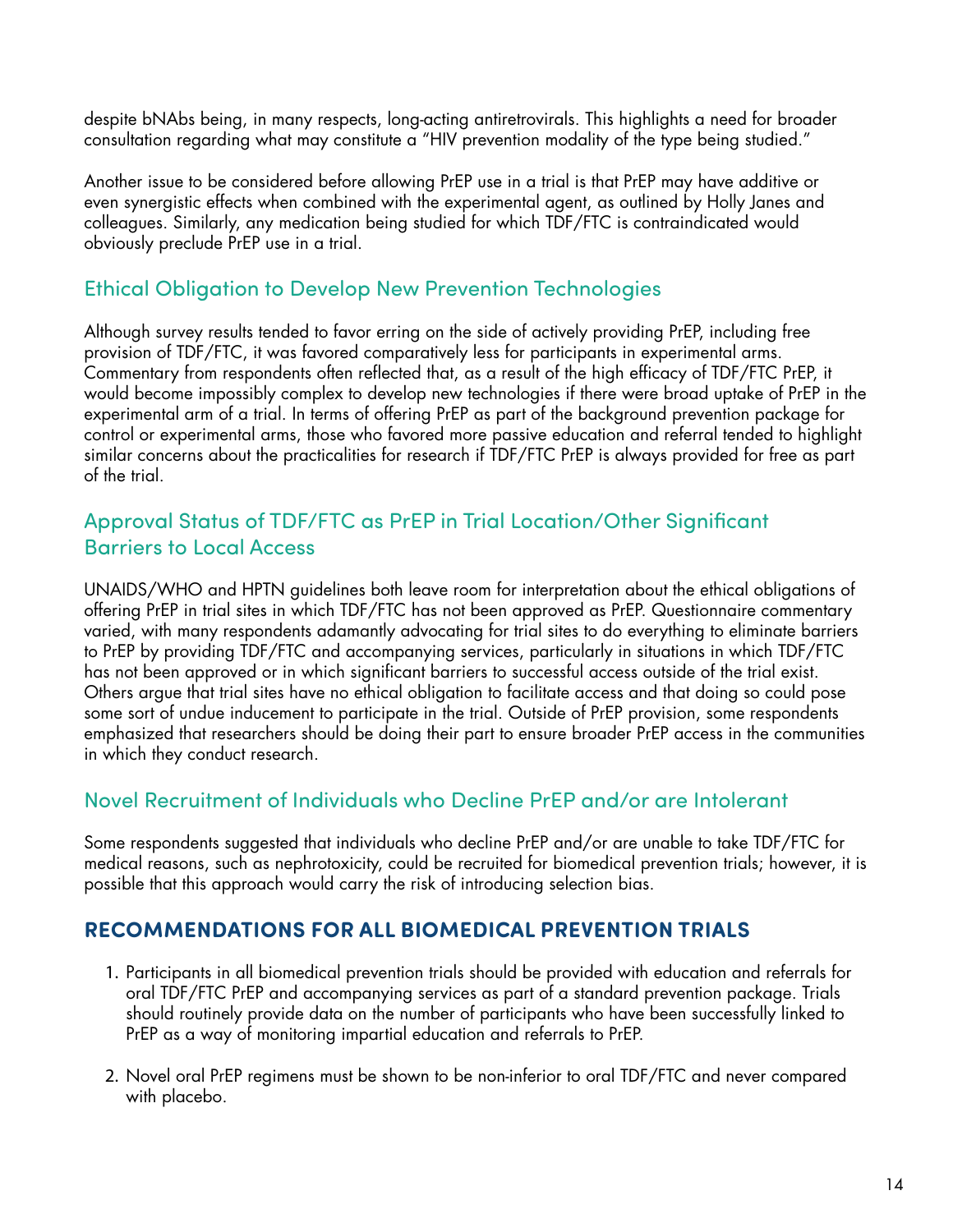despite bNAbs being, in many respects, long-acting antiretrovirals. This highlights a need for broader consultation regarding what may constitute a "HIV prevention modality of the type being studied."

Another issue to be considered before allowing PrEP use in a trial is that PrEP may have additive or even synergistic effects when combined with the experimental agent, as outlined by Holly Janes and colleagues. Similarly, any medication being studied for which TDF/FTC is contraindicated would obviously preclude PrEP use in a trial.

### Ethical Obligation to Develop New Prevention Technologies

Although survey results tended to favor erring on the side of actively providing PrEP, including free provision of TDF/FTC, it was favored comparatively less for participants in experimental arms. Commentary from respondents often reflected that, as a result of the high efficacy of TDF/FTC PrEP, it would become impossibly complex to develop new technologies if there were broad uptake of PrEP in the experimental arm of a trial. In terms of offering PrEP as part of the background prevention package for control or experimental arms, those who favored more passive education and referral tended to highlight similar concerns about the practicalities for research if TDF/FTC PrEP is always provided for free as part of the trial.

### Approval Status of TDF/FTC as PrEP in Trial Location/Other Significant Barriers to Local Access

UNAIDS/WHO and HPTN guidelines both leave room for interpretation about the ethical obligations of offering PrEP in trial sites in which TDF/FTC has not been approved as PrEP. Questionnaire commentary varied, with many respondents adamantly advocating for trial sites to do everything to eliminate barriers to PrEP by providing TDF/FTC and accompanying services, particularly in situations in which TDF/FTC has not been approved or in which significant barriers to successful access outside of the trial exist. Others argue that trial sites have no ethical obligation to facilitate access and that doing so could pose some sort of undue inducement to participate in the trial. Outside of PrEP provision, some respondents emphasized that researchers should be doing their part to ensure broader PrEP access in the communities in which they conduct research.

### Novel Recruitment of Individuals who Decline PrEP and/or are Intolerant

Some respondents suggested that individuals who decline PrEP and/or are unable to take TDF/FTC for medical reasons, such as nephrotoxicity, could be recruited for biomedical prevention trials; however, it is possible that this approach would carry the risk of introducing selection bias.

## RECOMMENDATIONS FOR ALL BIOMEDICAL PREVENTION TRIALS

1. Participants in all biomedical prevention trials should be provided with education and referrals for oral TDF/FTC PrEP and accompanying services as part of a standard prevention package. Trials should routinely provide data on the number of participants who have been successfully linked to PrEP as a way of monitoring impartial education and referrals to PrEP.

2. Novel oral PrEP regimens must be shown to be non-inferior to oral TDF/FTC and never compared with placebo.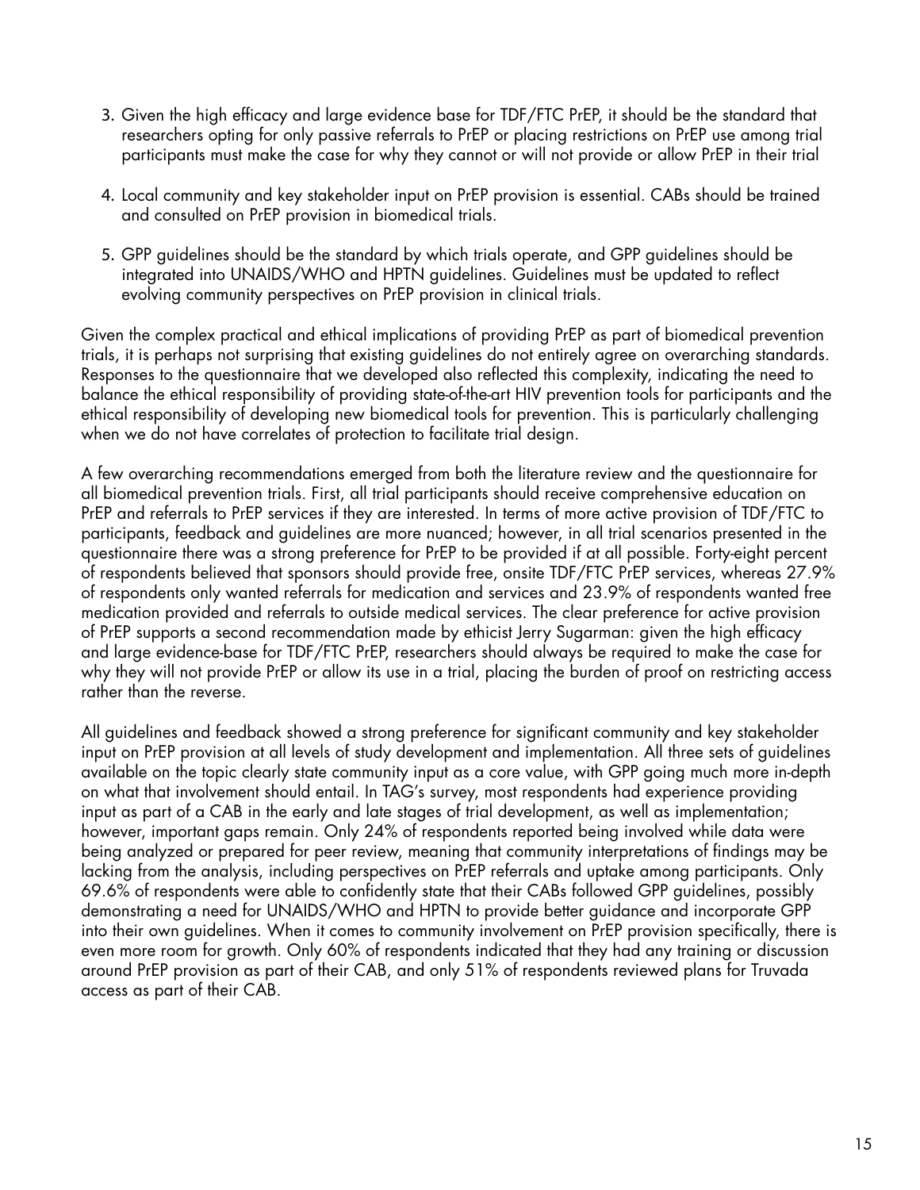3. Given the high efficacy and large evidence base for TDF/FTC PrEP, it should be the standard that researchers opting for only passive referrals to PrEP or placing restrictions on PrEP use among trial participants must make the case for why they cannot or will not provide or allow PrEP in their trial

4. Local community and key stakeholder input on PrEP provision is essential. CABs should be trained and consulted on PrEP provision in biomedical trials.

5. GPP guidelines should be the standard by which trials operate, and GPP guidelines should be integrated into UNAIDS/WHO and HPTN guidelines. Guidelines must be updated to reflect evolving community perspectives on PrEP provision in clinical trials.

Given the complex practical and ethical implications of providing PrEP as part of biomedical prevention trials, it is perhaps not surprising that existing guidelines do not entirely agree on overarching standards. Responses to the questionnaire that we developed also reflected this complexity, indicating the need to balance the ethical responsibility of providing state-of-the-art HIV prevention tools for participants and the ethical responsibility of developing new biomedical tools for prevention. This is particularly challenging when we do not have correlates of protection to facilitate trial design.

A few overarching recommendations emerged from both the literature review and the questionnaire for all biomedical prevention trials. First, all trial participants should receive comprehensive education on PrEP and referrals to PrEP services if they are interested. In terms of more active provision of TDF/FTC to participants, feedback and guidelines are more nuanced; however, in all trial scenarios presented in the questionnaire there was a strong preference for PrEP to be provided if at all possible. Forty-eight percent of respondents believed that sponsors should provide free, onsite TDF/FTC PrEP services, whereas 27.9% of respondents only wanted referrals for medication and services and 23.9% of respondents wanted free medication provided and referrals to outside medical services. The clear preference for active provision of PrEP supports a second recommendation made by ethicist Jerry Sugarman: given the high efficacy and large evidence-base for TDF/FTC PrEP, researchers should always be required to make the case for why they will not provide PrEP or allow its use in a trial, placing the burden of proof on restricting access rather than the reverse.

All guidelines and feedback showed a strong preference for significant community and key stakeholder input on PrEP provision at all levels of study development and implementation. All three sets of guidelines available on the topic clearly state community input as a core value, with GPP going much more in-depth on what that involvement should entail. In TAG's survey, most respondents had experience providing input as part of a CAB in the early and late stages of trial development, as well as implementation; however, important gaps remain. Only 24% of respondents reported being involved while data were being analyzed or prepared for peer review, meaning that community interpretations of findings may be lacking from the analysis, including perspectives on PrEP referrals and uptake among participants. Only 69.6% of respondents were able to confidently state that their CABs followed GPP guidelines, possibly demonstrating a need for UNAIDS/WHO and HPTN to provide better guidance and incorporate GPP into their own guidelines. When it comes to community involvement on PrEP provision specifically, there is even more room for growth. Only 60% of respondents indicated that they had any training or discussion around PrEP provision as part of their CAB, and only 51% of respondents reviewed plans for Truvada access as part of their CAB.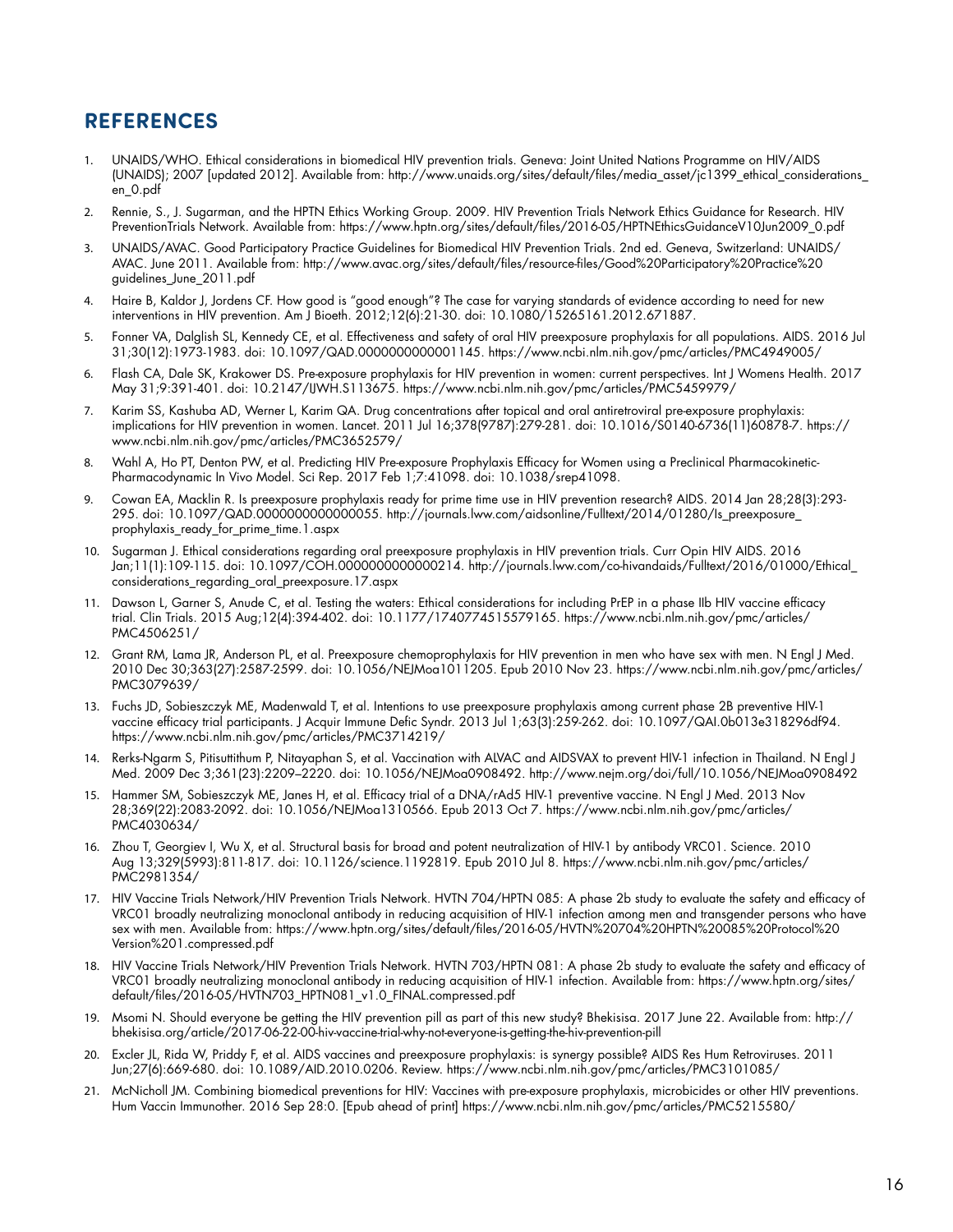## REFERENCES

1. UNAIDS/WHO. Ethical considerations in biomedical HIV prevention trials. Geneva: Joint United Nations Programme on HIV/AIDS (UNAIDS); 2007 [updated 2012]. Available from: http://www.unaids.org/sites/default/files/media_asset/jc1399_ethical_considerations_en_0.pdf
2. Rennie, S., J. Sugarman, and the HPTN Ethics Working Group. 2009. HIV Prevention Trials Network Ethics Guidance for Research. HIV PreventionTrials Network. Available from: https://www.hptn.org/sites/default/files/2016-05/HPTNEthicsGuidanceV10Jun2009_0.pdf
3. UNAIDS/AVAC. Good Participatory Practice Guidelines for Biomedical HIV Prevention Trials. 2nd ed. Geneva, Switzerland: UNAIDS/AVAC. June 2011. Available from: http://www.avac.org/sites/default/files/resource-files/Good%20Participatory%20Practice%20guidelines_June_2011.pdf
4. Haire B, Kaldor J, Jordens CF. How good is "good enough"? The case for varying standards of evidence according to need for new interventions in HIV prevention. Am J Bioeth. 2012;12(6):21-30. doi: 10.1080/15265161.2012.671887.
5. Fonner VA, Dalglish SL, Kennedy CE, et al. Effectiveness and safety of oral HIV preexposure prophylaxis for all populations. AIDS. 2016 Jul 31;30(12):1973-1983. doi: 10.1097/QAD.0000000000001145. https://www.ncbi.nlm.nih.gov/pmc/articles/PMC4949005/
6. Flash CA, Dale SK, Krakower DS. Pre-exposure prophylaxis for HIV prevention in women: current perspectives. Int J Womens Health. 2017 May 31;9:391-401. doi: 10.2147/IJWH.S113675. https://www.ncbi.nlm.nih.gov/pmc/articles/PMC5459979/
7. Karim SS, Kashuba AD, Werner L, Karim QA. Drug concentrations after topical and oral antiretroviral pre-exposure prophylaxis: implications for HIV prevention in women. Lancet. 2011 Jul 16;378(9787):279-281. doi: 10.1016/S0140-6736(11)60878-7. https://www.ncbi.nlm.nih.gov/pmc/articles/PMC3652579/
8. Wahl A, Ho PT, Denton PW, et al. Predicting HIV Pre-exposure Prophylaxis Efficacy for Women using a Preclinical Pharmacokinetic-Pharmacodynamic In Vivo Model. Sci Rep. 2017 Feb 1;7:41098. doi: 10.1038/srep41098.
9. Cowan EA, Macklin R. Is preexposure prophylaxis ready for prime time use in HIV prevention research? AIDS. 2014 Jan 28;28(3):293-295. doi: 10.1097/QAD.0000000000000055. http://journals.lww.com/aidsonline/Fulltext/2014/01280/Is_preexposure_prophylaxis_ready_for_prime_time.1.aspx
10. Sugarman J. Ethical considerations regarding oral preexposure prophylaxis in HIV prevention trials. Curr Opin HIV AIDS. 2016 Jan;11(1):109-115. doi: 10.1097/COH.0000000000000214. http://journals.lww.com/co-hivandaids/Fulltext/2016/01000/Ethical_considerations_regarding_oral_preexposure.17.aspx
11. Dawson L, Garner S, Anude C, et al. Testing the waters: Ethical considerations for including PrEP in a phase IIb HIV vaccine efficacy trial. Clin Trials. 2015 Aug;12(4):394-402. doi: 10.1177/1740774515579165. https://www.ncbi.nlm.nih.gov/pmc/articles/PMC4506251/
12. Grant RM, Lama JR, Anderson PL, et al. Preexposure chemoprophylaxis for HIV prevention in men who have sex with men. N Engl J Med. 2010 Dec 30;363(27):2587-2599. doi: 10.1056/NEJMoa1011205. Epub 2010 Nov 23. https://www.ncbi.nlm.nih.gov/pmc/articles/PMC3079639/
13. Fuchs JD, Sobieszczyk ME, Madenwald T, et al. Intentions to use preexposure prophylaxis among current phase 2B preventive HIV-1 vaccine efficacy trial participants. J Acquir Immune Defic Syndr. 2013 Jul 1;63(3):259-262. doi: 10.1097/QAI.0b013e318296df94. https://www.ncbi.nlm.nih.gov/pmc/articles/PMC3714219/
14. Rerks-Ngarm S, Pitisuttithum P, Nitayaphan S, et al. Vaccination with ALVAC and AIDSVAX to prevent HIV-1 infection in Thailand. N Engl J Med. 2009 Dec 3;361(23):2209–2220. doi: 10.1056/NEJMoa0908492. http://www.nejm.org/doi/full/10.1056/NEJMoa0908492
15. Hammer SM, Sobieszczyk ME, Janes H, et al. Efficacy trial of a DNA/rAd5 HIV-1 preventive vaccine. N Engl J Med. 2013 Nov 28;369(22):2083-2092. doi: 10.1056/NEJMoa1310566. Epub 2013 Oct 7. https://www.ncbi.nlm.nih.gov/pmc/articles/PMC4030634/
16. Zhou T, Georgiev I, Wu X, et al. Structural basis for broad and potent neutralization of HIV-1 by antibody VRC01. Science. 2010 Aug 13;329(5993):811-817. doi: 10.1126/science.1192819. Epub 2010 Jul 8. https://www.ncbi.nlm.nih.gov/pmc/articles/PMC2981354/
17. HIV Vaccine Trials Network/HIV Prevention Trials Network. HVTN 704/HPTN 085: A phase 2b study to evaluate the safety and efficacy of VRC01 broadly neutralizing monoclonal antibody in reducing acquisition of HIV-1 infection among men and transgender persons who have sex with men. Available from: https://www.hptn.org/sites/default/files/2016-05/HVTN%20704%20HPTN%20085%20Protocol%20Version%201.compressed.pdf
18. HIV Vaccine Trials Network/HIV Prevention Trials Network. HVTN 703/HPTN 081: A phase 2b study to evaluate the safety and efficacy of VRC01 broadly neutralizing monoclonal antibody in reducing acquisition of HIV-1 infection. Available from: https://www.hptn.org/sites/default/files/2016-05/HVTN703_HPTN081_v1.0_FINAL.compressed.pdf
19. Msomi N. Should everyone be getting the HIV prevention pill as part of this new study? Bhekisisa. 2017 June 22. Available from: http://bhekisisa.org/article/2017-06-22-00-hiv-vaccine-trial-why-not-everyone-is-getting-the-hiv-prevention-pill
20. Excler JL, Rida W, Priddy F, et al. AIDS vaccines and preexposure prophylaxis: is synergy possible? AIDS Res Hum Retroviruses. 2011 Jun;27(6):669-680. doi: 10.1089/AID.2010.0206. Review. https://www.ncbi.nlm.nih.gov/pmc/articles/PMC3101085/
21. McNicholl JM. Combining biomedical preventions for HIV: Vaccines with pre-exposure prophylaxis, microbicides or other HIV preventions. Hum Vaccin Immunother. 2016 Sep 28:0. [Epub ahead of print] https://www.ncbi.nlm.nih.gov/pmc/articles/PMC5215580/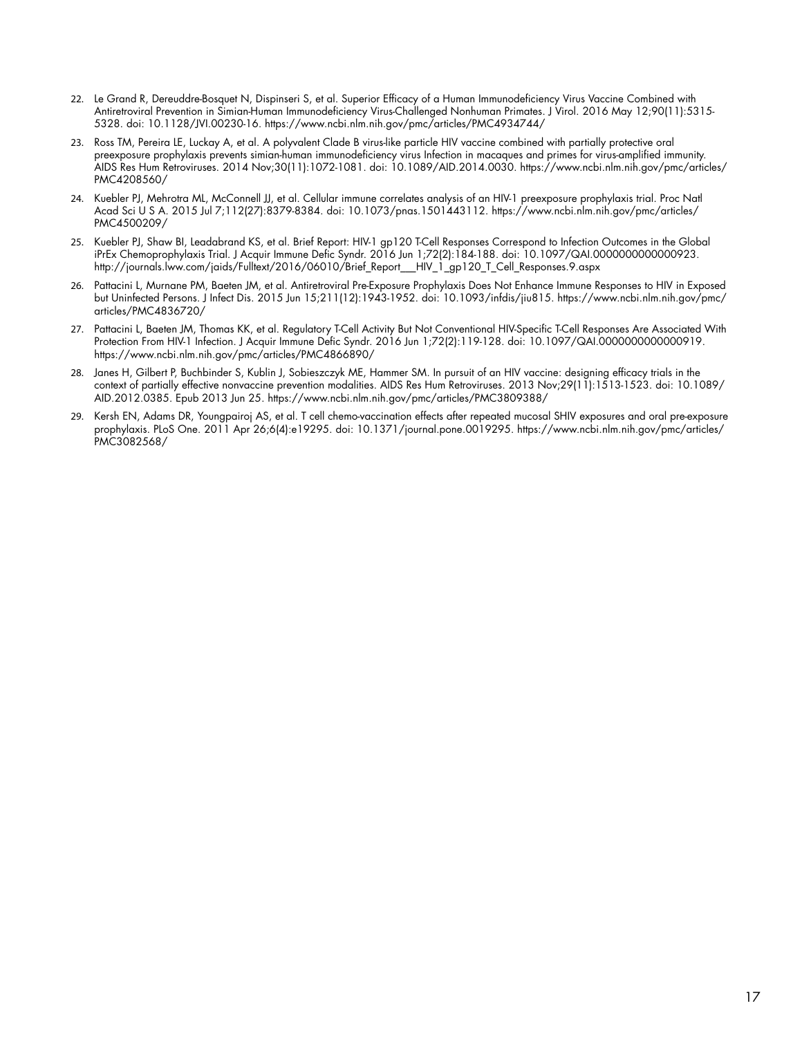22. Le Grand R, Dereuddre-Bosquet N, Dispinseri S, et al. Superior Efficacy of a Human Immunodeficiency Virus Vaccine Combined with Antiretroviral Prevention in Simian-Human Immunodeficiency Virus-Challenged Nonhuman Primates. J Virol. 2016 May 12;90(11):5315-5328. doi: 10.1128/JVI.00230-16. https://www.ncbi.nlm.nih.gov/pmc/articles/PMC4934744/

23. Ross TM, Pereira LE, Luckay A, et al. A polyvalent Clade B virus-like particle HIV vaccine combined with partially protective oral preexposure prophylaxis prevents simian-human immunodeficiency virus Infection in macaques and primes for virus-amplified immunity. AIDS Res Hum Retroviruses. 2014 Nov;30(11):1072-1081. doi: 10.1089/AID.2014.0030. https://www.ncbi.nlm.nih.gov/pmc/articles/PMC4208560/

24. Kuebler PJ, Mehrotra ML, McConnell JJ, et al. Cellular immune correlates analysis of an HIV-1 preexposure prophylaxis trial. Proc Natl Acad Sci U S A. 2015 Jul 7;112(27):8379-8384. doi: 10.1073/pnas.1501443112. https://www.ncbi.nlm.nih.gov/pmc/articles/PMC4500209/

25. Kuebler PJ, Shaw BI, Leadabrand KS, et al. Brief Report: HIV-1 gp120 T-Cell Responses Correspond to Infection Outcomes in the Global iPrEx Chemoprophylaxis Trial. J Acquir Immune Defic Syndr. 2016 Jun 1;72(2):184-188. doi: 10.1097/QAI.0000000000000923. http://journals.lww.com/jaids/Fulltext/2016/06010/Brief_Report___HIV_1_gp120_T_Cell_Responses.9.aspx

26. Pattacini L, Murnane PM, Baeten JM, et al. Antiretroviral Pre-Exposure Prophylaxis Does Not Enhance Immune Responses to HIV in Exposed but Uninfected Persons. J Infect Dis. 2015 Jun 15;211(12):1943-1952. doi: 10.1093/infdis/jiu815. https://www.ncbi.nlm.nih.gov/pmc/articles/PMC4836720/

27. Pattacini L, Baeten JM, Thomas KK, et al. Regulatory T-Cell Activity But Not Conventional HIV-Specific T-Cell Responses Are Associated With Protection From HIV-1 Infection. J Acquir Immune Defic Syndr. 2016 Jun 1;72(2):119-128. doi: 10.1097/QAI.0000000000000919. https://www.ncbi.nlm.nih.gov/pmc/articles/PMC4866890/

28. Janes H, Gilbert P, Buchbinder S, Kublin J, Sobieszczyk ME, Hammer SM. In pursuit of an HIV vaccine: designing efficacy trials in the context of partially effective nonvaccine prevention modalities. AIDS Res Hum Retroviruses. 2013 Nov;29(11):1513-1523. doi: 10.1089/AID.2012.0385. Epub 2013 Jun 25. https://www.ncbi.nlm.nih.gov/pmc/articles/PMC3809388/

29. Kersh EN, Adams DR, Youngpairoj AS, et al. T cell chemo-vaccination effects after repeated mucosal SHIV exposures and oral pre-exposure prophylaxis. PLoS One. 2011 Apr 26;6(4):e19295. doi: 10.1371/journal.pone.0019295. https://www.ncbi.nlm.nih.gov/pmc/articles/PMC3082568/